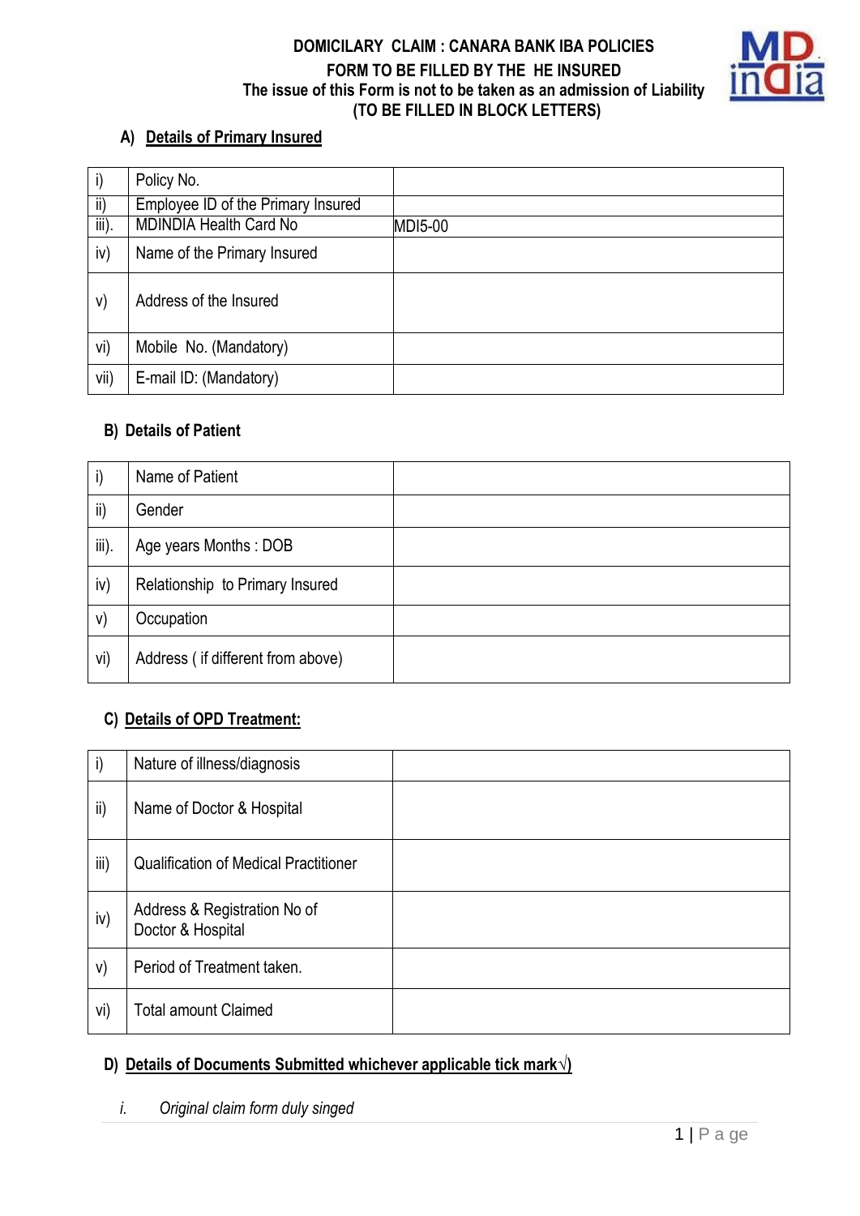**DOMICILARY CLAIM : CANARA BANK IBA POLICIES**

**FORM TO BE FILLED BY THE HE INSURED**

**The issue of this Form is not to be taken as an admission of Liability**

**(TO BE FILLED IN BLOCK LETTERS)**

## A) Details of Primary Insured

| | | |
|---|---|---|
| i) | Policy No. | |
| ii) | Employee ID of the Primary Insured | |
| iii). | MDINDIA Health Card No | MDI5-00 |
| iv) | Name of the Primary Insured | |
| v) | Address of the Insured | |
| vi) | Mobile No. (Mandatory) | |
| vii) | E-mail ID: (Mandatory) | |

## B) Details of Patient

| | | |
|---|---|---|
| i) | Name of Patient | |
| ii) | Gender | |
| iii). | Age years Months : DOB | |
| iv) | Relationship to Primary Insured | |
| v) | Occupation | |
| vi) | Address ( if different from above) | |

## C) Details of OPD Treatment:

| | | |
|---|---|---|
| i) | Nature of illness/diagnosis | |
| ii) | Name of Doctor & Hospital | |
| iii) | Qualification of Medical Practitioner | |
| iv) | Address & Registration No of Doctor & Hospital | |
| v) | Period of Treatment taken. | |
| vi) | Total amount Claimed | |

## D) Details of Documents Submitted whichever applicable tick mark√)

*i. Original claim form duly singed*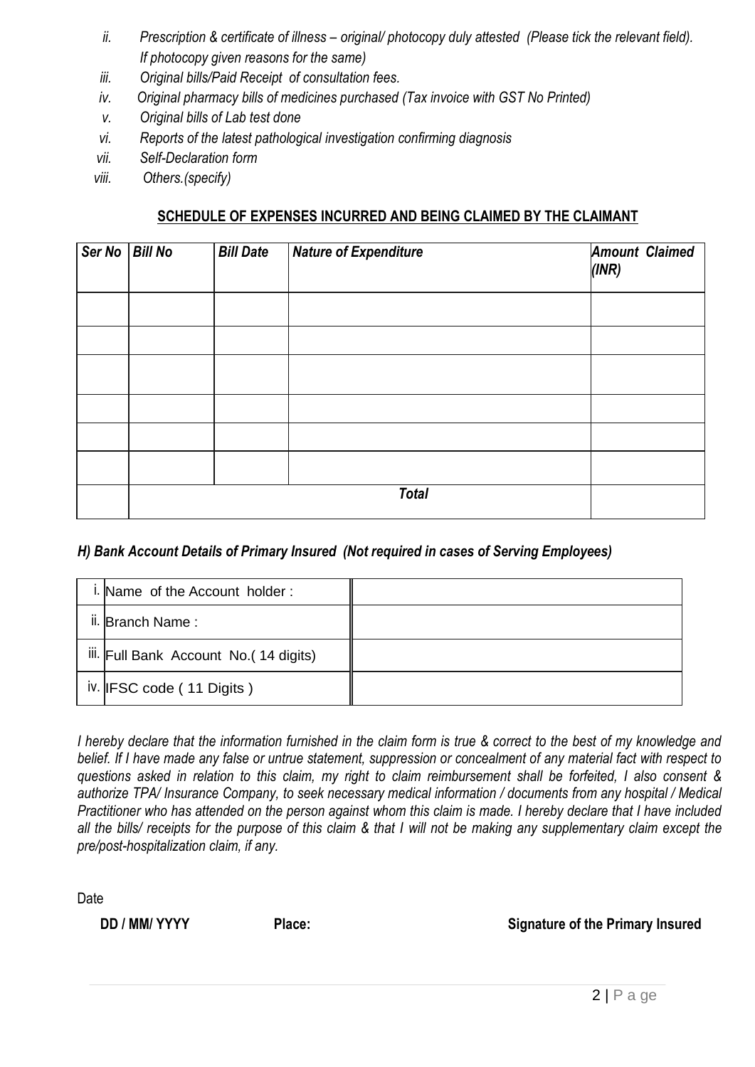ii. *Prescription & certificate of illness – original/ photocopy duly attested (Please tick the relevant field). If photocopy given reasons for the same)*
iii. *Original bills/Paid Receipt of consultation fees.*
iv. *Original pharmacy bills of medicines purchased (Tax invoice with GST No Printed)*
v. *Original bills of Lab test done*
vi. *Reports of the latest pathological investigation confirming diagnosis*
vii. *Self-Declaration form*
viii. *Others.(specify)*

**SCHEDULE OF EXPENSES INCURRED AND BEING CLAIMED BY THE CLAIMANT**

| *Ser No* | *Bill No* | *Bill Date* | *Nature of Expenditure* | *Amount Claimed (INR)* |
|---|---|---|---|---|
| | | | | |
| | | | | |
| | | | | |
| | | | | |
| | | | | |
| | | | | |
| | | | ***Total*** | |

***H) Bank Account Details of Primary Insured (Not required in cases of Serving Employees)***

| | |
|---|---|
| i. Name of the Account holder : | |
| ii. Branch Name : | |
| iii. Full Bank Account No.( 14 digits) | |
| iv. IFSC code ( 11 Digits ) | |

*I hereby declare that the information furnished in the claim form is true & correct to the best of my knowledge and belief. If I have made any false or untrue statement, suppression or concealment of any material fact with respect to questions asked in relation to this claim, my right to claim reimbursement shall be forfeited, I also consent & authorize TPA/ Insurance Company, to seek necessary medical information / documents from any hospital / Medical Practitioner who has attended on the person against whom this claim is made. I hereby declare that I have included all the bills/ receipts for the purpose of this claim & that I will not be making any supplementary claim except the pre/post-hospitalization claim, if any.*

Date

**DD / MM/ YYYY** **Place:** **Signature of the Primary Insured**